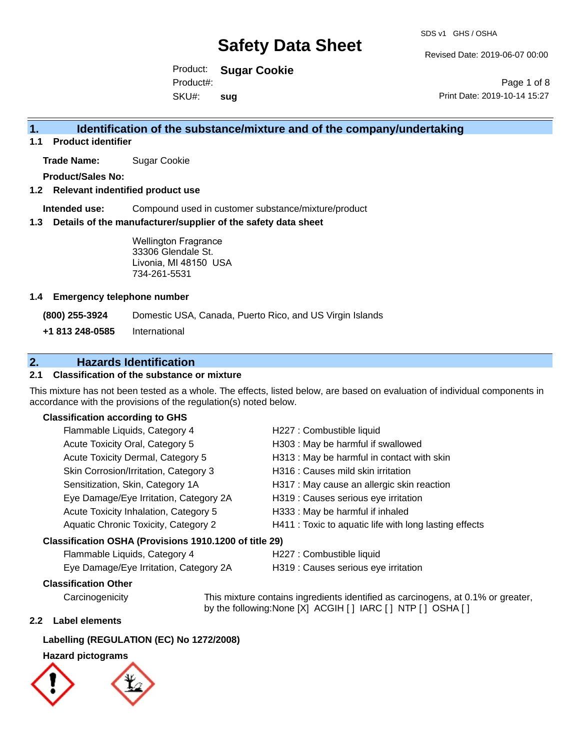# Safety Data Sheet

SDS v1 GHS / OSHA

Revised Date: 2019-06-07 00:00

Product: **Sugar Cookie**

Product#:

SKU#: **sug**

Print Date: 2019-10-14 15:27

## 1. Identification of the substance/mixture and of the company/undertaking

### 1.1 Product identifier

**Trade Name:** Sugar Cookie

**Product/Sales No:**

### 1.2 Relevant indentified product use

**Intended use:** Compound used in customer substance/mixture/product

### 1.3 Details of the manufacturer/supplier of the safety data sheet

Wellington Fragrance
33306 Glendale St.
Livonia, MI 48150 USA
734-261-5531

### 1.4 Emergency telephone number

**(800) 255-3924** Domestic USA, Canada, Puerto Rico, and US Virgin Islands

**+1 813 248-0585** International

## 2. Hazards Identification

### 2.1 Classification of the substance or mixture

This mixture has not been tested as a whole. The effects, listed below, are based on evaluation of individual components in accordance with the provisions of the regulation(s) noted below.

**Classification according to GHS**

| | |
|---|---|
| Flammable Liquids, Category 4 | H227 : Combustible liquid |
| Acute Toxicity Oral, Category 5 | H303 : May be harmful if swallowed |
| Acute Toxicity Dermal, Category 5 | H313 : May be harmful in contact with skin |
| Skin Corrosion/Irritation, Category 3 | H316 : Causes mild skin irritation |
| Sensitization, Skin, Category 1A | H317 : May cause an allergic skin reaction |
| Eye Damage/Eye Irritation, Category 2A | H319 : Causes serious eye irritation |
| Acute Toxicity Inhalation, Category 5 | H333 : May be harmful if inhaled |
| Aquatic Chronic Toxicity, Category 2 | H411 : Toxic to aquatic life with long lasting effects |

**Classification OSHA (Provisions 1910.1200 of title 29)**

| | |
|---|---|
| Flammable Liquids, Category 4 | H227 : Combustible liquid |
| Eye Damage/Eye Irritation, Category 2A | H319 : Causes serious eye irritation |

**Classification Other**

Carcinogenicity: This mixture contains ingredients identified as carcinogens, at 0.1% or greater, by the following:None [X] ACGIH [ ] IARC [ ] NTP [ ] OSHA [ ]

### 2.2 Label elements

**Labelling (REGULATION (EC) No 1272/2008)**

**Hazard pictograms**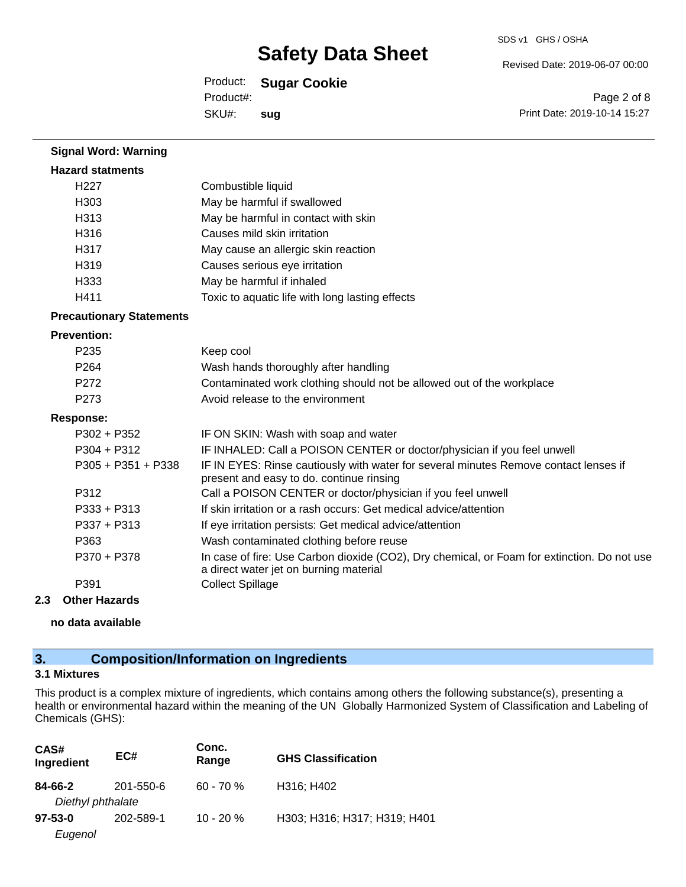**Signal Word: Warning**

**Hazard statments**

| | |
|---|---|
| H227 | Combustible liquid |
| H303 | May be harmful if swallowed |
| H313 | May be harmful in contact with skin |
| H316 | Causes mild skin irritation |
| H317 | May cause an allergic skin reaction |
| H319 | Causes serious eye irritation |
| H333 | May be harmful if inhaled |
| H411 | Toxic to aquatic life with long lasting effects |

**Precautionary Statements**

**Prevention:**

| | |
|---|---|
| P235 | Keep cool |
| P264 | Wash hands thoroughly after handling |
| P272 | Contaminated work clothing should not be allowed out of the workplace |
| P273 | Avoid release to the environment |

**Response:**

| | |
|---|---|
| P302 + P352 | IF ON SKIN: Wash with soap and water |
| P304 + P312 | IF INHALED: Call a POISON CENTER or doctor/physician if you feel unwell |
| P305 + P351 + P338 | IF IN EYES: Rinse cautiously with water for several minutes Remove contact lenses if present and easy to do. continue rinsing |
| P312 | Call a POISON CENTER or doctor/physician if you feel unwell |
| P333 + P313 | If skin irritation or a rash occurs: Get medical advice/attention |
| P337 + P313 | If eye irritation persists: Get medical advice/attention |
| P363 | Wash contaminated clothing before reuse |
| P370 + P378 | In case of fire: Use Carbon dioxide ($CO_2$), Dry chemical, or Foam for extinction. Do not use a direct water jet on burning material |
| P391 | Collect Spillage |

**2.3 Other Hazards**

**no data available**

## 3. Composition/Information on Ingredients

**3.1 Mixtures**

This product is a complex mixture of ingredients, which contains among others the following substance(s), presenting a health or environmental hazard within the meaning of the UN Globally Harmonized System of Classification and Labeling of Chemicals (GHS):

| CAS# Ingredient | EC# | Conc. Range | GHS Classification |
|---|---|---|---|
| **84-66-2** *Diethyl phthalate* | 201-550-6 | 60 - 70 % | H316; H402 |
| **97-53-0** *Eugenol* | 202-589-1 | 10 - 20 % | H303; H316; H317; H319; H401 |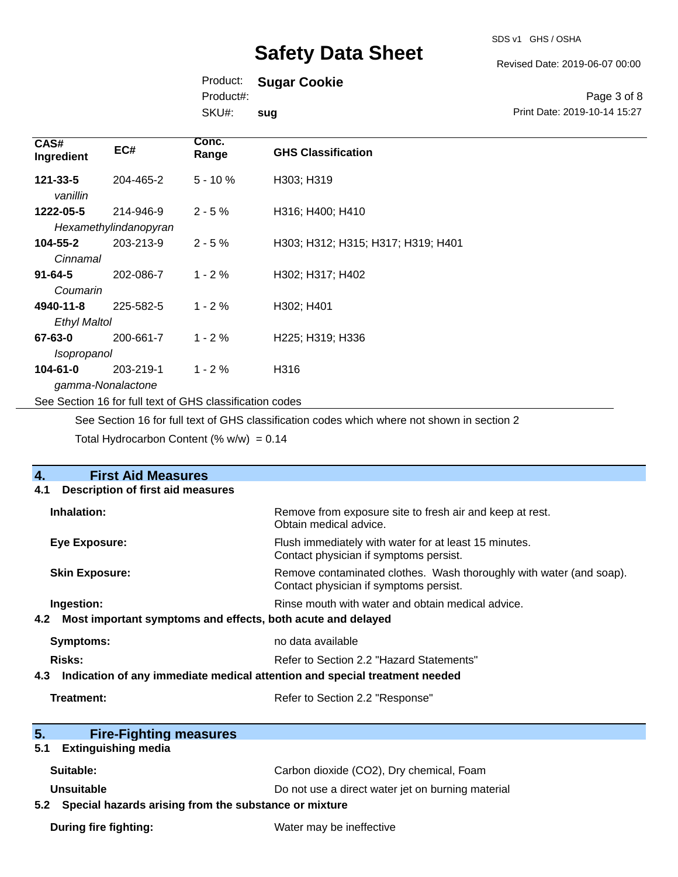| CAS# Ingredient | EC# | Conc. Range | GHS Classification |
|---|---|---|---|
| **121-33-5** *vanillin* | 204-465-2 | 5 - 10 % | H303; H319 |
| **1222-05-5** *Hexamethylindanopyran* | 214-946-9 | 2 - 5 % | H316; H400; H410 |
| **104-55-2** *Cinnamal* | 203-213-9 | 2 - 5 % | H303; H312; H315; H317; H319; H401 |
| **91-64-5** *Coumarin* | 202-086-7 | 1 - 2 % | H302; H317; H402 |
| **4940-11-8** *Ethyl Maltol* | 225-582-5 | 1 - 2 % | H302; H401 |
| **67-63-0** *Isopropanol* | 200-661-7 | 1 - 2 % | H225; H319; H336 |
| **104-61-0** *gamma-Nonalactone* | 203-219-1 | 1 - 2 % | H316 |

See Section 16 for full text of GHS classification codes

See Section 16 for full text of GHS classification codes which where not shown in section 2

Total Hydrocarbon Content (% w/w) = 0.14

## 4. First Aid Measures

### 4.1 Description of first aid measures

**Inhalation:** Remove from exposure site to fresh air and keep at rest. Obtain medical advice.

**Eye Exposure:** Flush immediately with water for at least 15 minutes. Contact physician if symptoms persist.

**Skin Exposure:** Remove contaminated clothes. Wash thoroughly with water (and soap). Contact physician if symptoms persist.

**Ingestion:** Rinse mouth with water and obtain medical advice.

### 4.2 Most important symptoms and effects, both acute and delayed

**Symptoms:** no data available

**Risks:** Refer to Section 2.2 "Hazard Statements"

### 4.3 Indication of any immediate medical attention and special treatment needed

**Treatment:** Refer to Section 2.2 "Response"

## 5. Fire-Fighting measures

### 5.1 Extinguishing media

**Suitable:** Carbon dioxide (CO2), Dry chemical, Foam

**Unsuitable** Do not use a direct water jet on burning material

### 5.2 Special hazards arising from the substance or mixture

**During fire fighting:** Water may be ineffective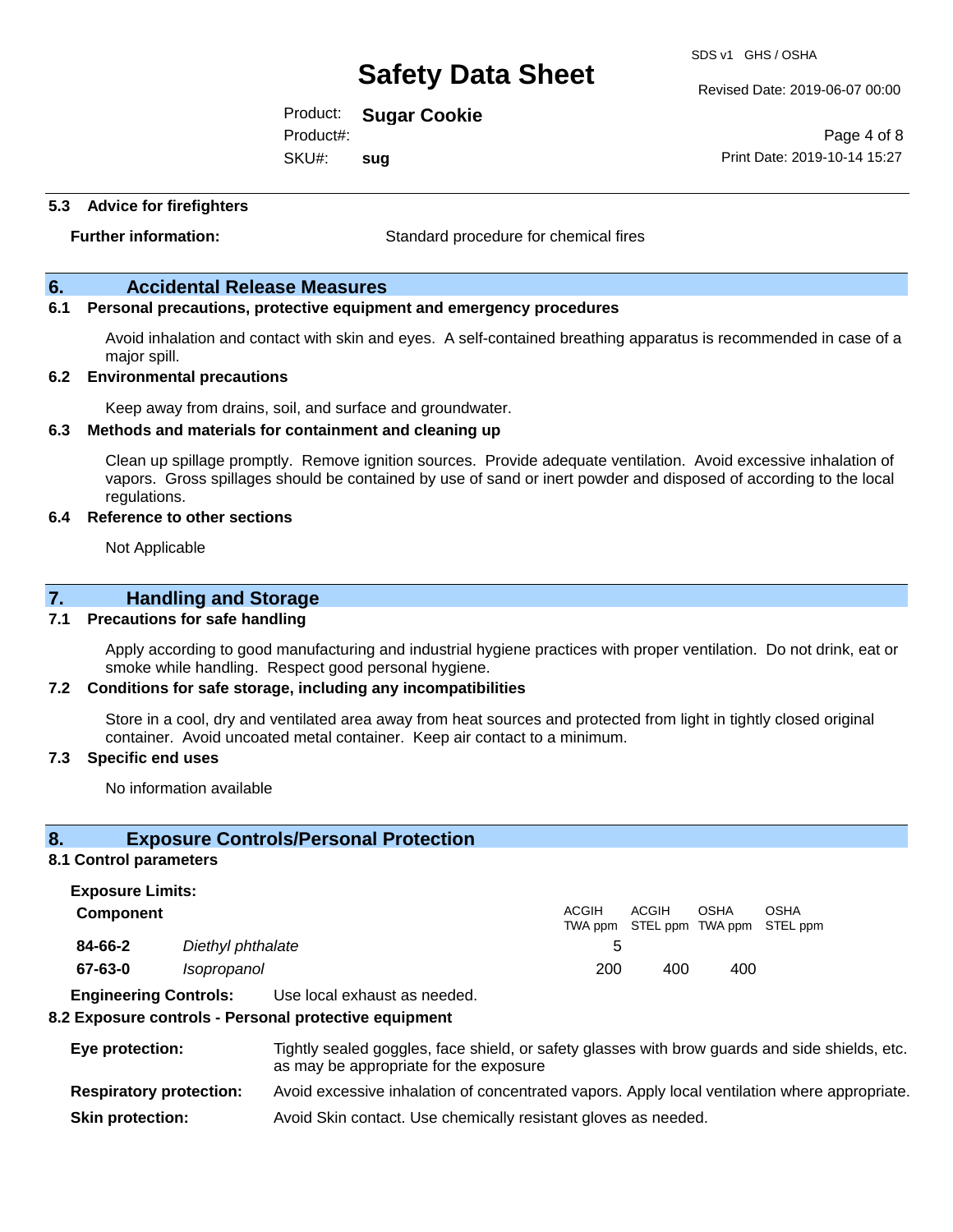### 5.3 Advice for firefighters

**Further information:** Standard procedure for chemical fires

## 6. Accidental Release Measures

### 6.1 Personal precautions, protective equipment and emergency procedures

Avoid inhalation and contact with skin and eyes. A self-contained breathing apparatus is recommended in case of a major spill.

### 6.2 Environmental precautions

Keep away from drains, soil, and surface and groundwater.

### 6.3 Methods and materials for containment and cleaning up

Clean up spillage promptly. Remove ignition sources. Provide adequate ventilation. Avoid excessive inhalation of vapors. Gross spillages should be contained by use of sand or inert powder and disposed of according to the local regulations.

### 6.4 Reference to other sections

Not Applicable

## 7. Handling and Storage

### 7.1 Precautions for safe handling

Apply according to good manufacturing and industrial hygiene practices with proper ventilation. Do not drink, eat or smoke while handling. Respect good personal hygiene.

### 7.2 Conditions for safe storage, including any incompatibilities

Store in a cool, dry and ventilated area away from heat sources and protected from light in tightly closed original container. Avoid uncoated metal container. Keep air contact to a minimum.

### 7.3 Specific end uses

No information available

## 8. Exposure Controls/Personal Protection

### 8.1 Control parameters

**Exposure Limits:**

| Component | | ACGIH TWA ppm | ACGIH STEL ppm | OSHA TWA ppm | OSHA STEL ppm |
|---|---|---|---|---|---|
| **84-66-2** | *Diethyl phthalate* | 5 | | | |
| **67-63-0** | *Isopropanol* | 200 | 400 | 400 | |

**Engineering Controls:** Use local exhaust as needed.

### 8.2 Exposure controls - Personal protective equipment

**Eye protection:** Tightly sealed goggles, face shield, or safety glasses with brow guards and side shields, etc. as may be appropriate for the exposure

**Respiratory protection:** Avoid excessive inhalation of concentrated vapors. Apply local ventilation where appropriate.

**Skin protection:** Avoid Skin contact. Use chemically resistant gloves as needed.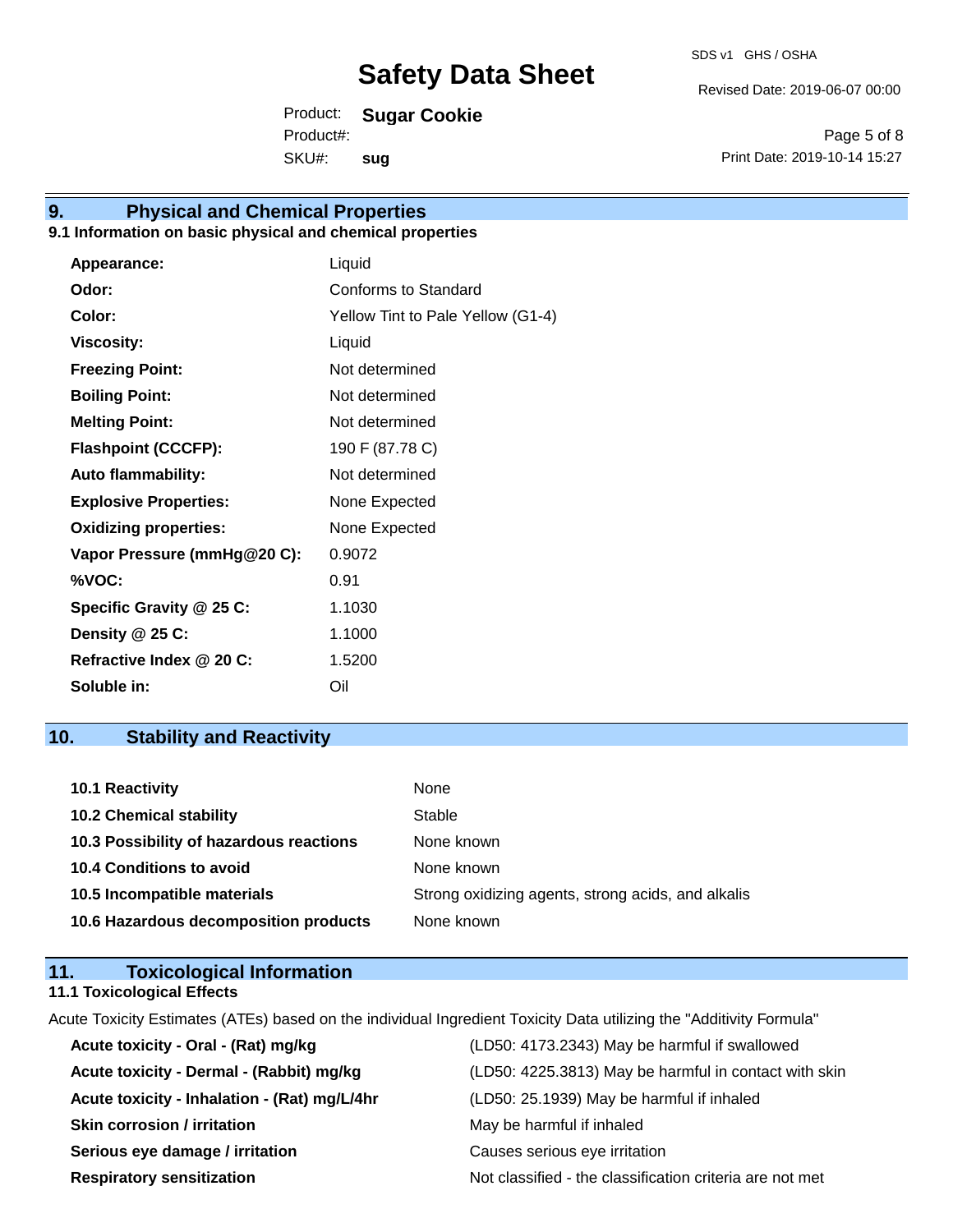## 9. Physical and Chemical Properties

### 9.1 Information on basic physical and chemical properties

| | |
|---|---|
| **Appearance:** | Liquid |
| **Odor:** | Conforms to Standard |
| **Color:** | Yellow Tint to Pale Yellow (G1-4) |
| **Viscosity:** | Liquid |
| **Freezing Point:** | Not determined |
| **Boiling Point:** | Not determined |
| **Melting Point:** | Not determined |
| **Flashpoint (CCCFP):** | 190 F (87.78 C) |
| **Auto flammability:** | Not determined |
| **Explosive Properties:** | None Expected |
| **Oxidizing properties:** | None Expected |
| **Vapor Pressure (mmHg@20 C):** | 0.9072 |
| **%VOC:** | 0.91 |
| **Specific Gravity @ 25 C:** | 1.1030 |
| **Density @ 25 C:** | 1.1000 |
| **Refractive Index @ 20 C:** | 1.5200 |
| **Soluble in:** | Oil |

## 10. Stability and Reactivity

| | |
|---|---|
| **10.1 Reactivity** | None |
| **10.2 Chemical stability** | Stable |
| **10.3 Possibility of hazardous reactions** | None known |
| **10.4 Conditions to avoid** | None known |
| **10.5 Incompatible materials** | Strong oxidizing agents, strong acids, and alkalis |
| **10.6 Hazardous decomposition products** | None known |

## 11. Toxicological Information

### 11.1 Toxicological Effects

Acute Toxicity Estimates (ATEs) based on the individual Ingredient Toxicity Data utilizing the "Additivity Formula"

| | |
|---|---|
| **Acute toxicity - Oral - (Rat) mg/kg** | (LD50: 4173.2343) May be harmful if swallowed |
| **Acute toxicity - Dermal - (Rabbit) mg/kg** | (LD50: 4225.3813) May be harmful in contact with skin |
| **Acute toxicity - Inhalation - (Rat) mg/L/4hr** | (LD50: 25.1939) May be harmful if inhaled |
| **Skin corrosion / irritation** | May be harmful if inhaled |
| **Serious eye damage / irritation** | Causes serious eye irritation |
| **Respiratory sensitization** | Not classified - the classification criteria are not met |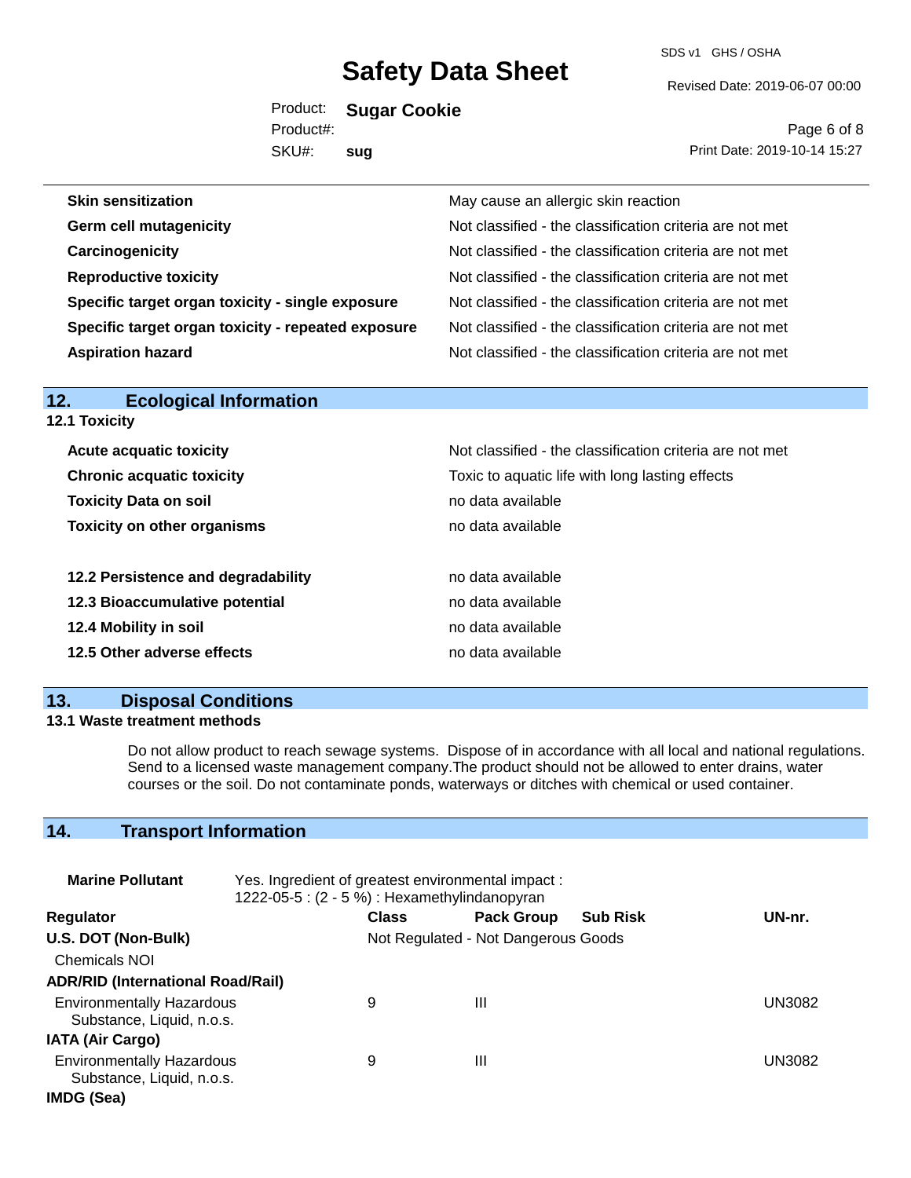| | |
|---|---|
| **Skin sensitization** | May cause an allergic skin reaction |
| **Germ cell mutagenicity** | Not classified - the classification criteria are not met |
| **Carcinogenicity** | Not classified - the classification criteria are not met |
| **Reproductive toxicity** | Not classified - the classification criteria are not met |
| **Specific target organ toxicity - single exposure** | Not classified - the classification criteria are not met |
| **Specific target organ toxicity - repeated exposure** | Not classified - the classification criteria are not met |
| **Aspiration hazard** | Not classified - the classification criteria are not met |

## 12. Ecological Information

### 12.1 Toxicity

| | |
|---|---|
| **Acute acquatic toxicity** | Not classified - the classification criteria are not met |
| **Chronic acquatic toxicity** | Toxic to aquatic life with long lasting effects |
| **Toxicity Data on soil** | no data available |
| **Toxicity on other organisms** | no data available |

| | |
|---|---|
| **12.2 Persistence and degradability** | no data available |
| **12.3 Bioaccumulative potential** | no data available |
| **12.4 Mobility in soil** | no data available |
| **12.5 Other adverse effects** | no data available |

## 13. Disposal Conditions

### 13.1 Waste treatment methods

Do not allow product to reach sewage systems. Dispose of in accordance with all local and national regulations. Send to a licensed waste management company.The product should not be allowed to enter drains, water courses or the soil. Do not contaminate ponds, waterways or ditches with chemical or used container.

## 14. Transport Information

**Marine Pollutant** Yes. Ingredient of greatest environmental impact : 1222-05-5 : (2 - 5 %) : Hexamethylindanopyran

| Regulator | Class | Pack Group | Sub Risk | UN-nr. |
|---|---|---|---|---|
| **U.S. DOT (Non-Bulk)** | Not Regulated - Not Dangerous Goods | | | |
| Chemicals NOI | | | | |
| **ADR/RID (International Road/Rail)** | | | | |
| Environmentally Hazardous Substance, Liquid, n.o.s. | 9 | III | | UN3082 |
| **IATA (Air Cargo)** | | | | |
| Environmentally Hazardous Substance, Liquid, n.o.s. | 9 | III | | UN3082 |
| **IMDG (Sea)** | | | | |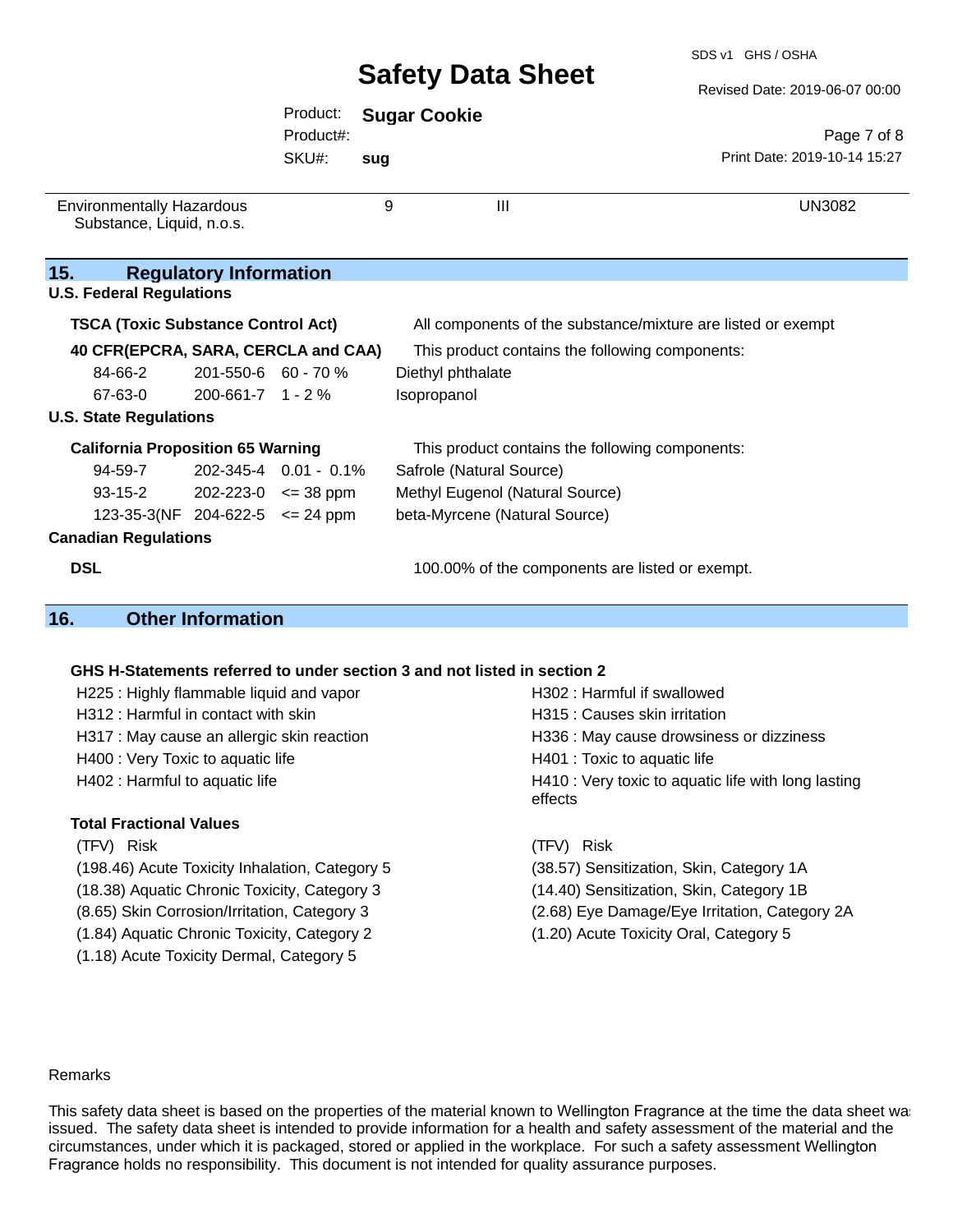| | | | |
|---|---|---|---|
| Environmentally Hazardous Substance, Liquid, n.o.s. | 9 | III | UN3082 |

## 15. Regulatory Information

### U.S. Federal Regulations

**TSCA (Toxic Substance Control Act)** — All components of the substance/mixture are listed or exempt

**40 CFR(EPCRA, SARA, CERCLA and CAA)** — This product contains the following components:

| | | | |
|---|---|---|---|
| 84-66-2 | 201-550-6 | 60 - 70 % | Diethyl phthalate |
| 67-63-0 | 200-661-7 | 1 - 2 % | Isopropanol |

### U.S. State Regulations

**California Proposition 65 Warning** — This product contains the following components:

| | | | |
|---|---|---|---|
| 94-59-7 | 202-345-4 | 0.01 - 0.1% | Safrole (Natural Source) |
| 93-15-2 | 202-223-0 | <= 38 ppm | Methyl Eugenol (Natural Source) |
| 123-35-3(NF | 204-622-5 | <= 24 ppm | beta-Myrcene (Natural Source) |

### Canadian Regulations

**DSL** — 100.00% of the components are listed or exempt.

## 16. Other Information

**GHS H-Statements referred to under section 3 and not listed in section 2**

- H225 : Highly flammable liquid and vapor
- H302 : Harmful if swallowed
- H312 : Harmful in contact with skin
- H315 : Causes skin irritation
- H317 : May cause an allergic skin reaction
- H336 : May cause drowsiness or dizziness
- H400 : Very Toxic to aquatic life
- H401 : Toxic to aquatic life
- H402 : Harmful to aquatic life
- H410 : Very toxic to aquatic life with long lasting effects

**Total Fractional Values**

| (TFV) | Risk | (TFV) | Risk |
|---|---|---|---|
| (198.46) | Acute Toxicity Inhalation, Category 5 | (38.57) | Sensitization, Skin, Category 1A |
| (18.38) | Aquatic Chronic Toxicity, Category 3 | (14.40) | Sensitization, Skin, Category 1B |
| (8.65) | Skin Corrosion/Irritation, Category 3 | (2.68) | Eye Damage/Eye Irritation, Category 2A |
| (1.84) | Aquatic Chronic Toxicity, Category 2 | (1.20) | Acute Toxicity Oral, Category 5 |
| (1.18) | Acute Toxicity Dermal, Category 5 | | |

Remarks

This safety data sheet is based on the properties of the material known to Wellington Fragrance at the time the data sheet was issued. The safety data sheet is intended to provide information for a health and safety assessment of the material and the circumstances, under which it is packaged, stored or applied in the workplace. For such a safety assessment Wellington Fragrance holds no responsibility. This document is not intended for quality assurance purposes.